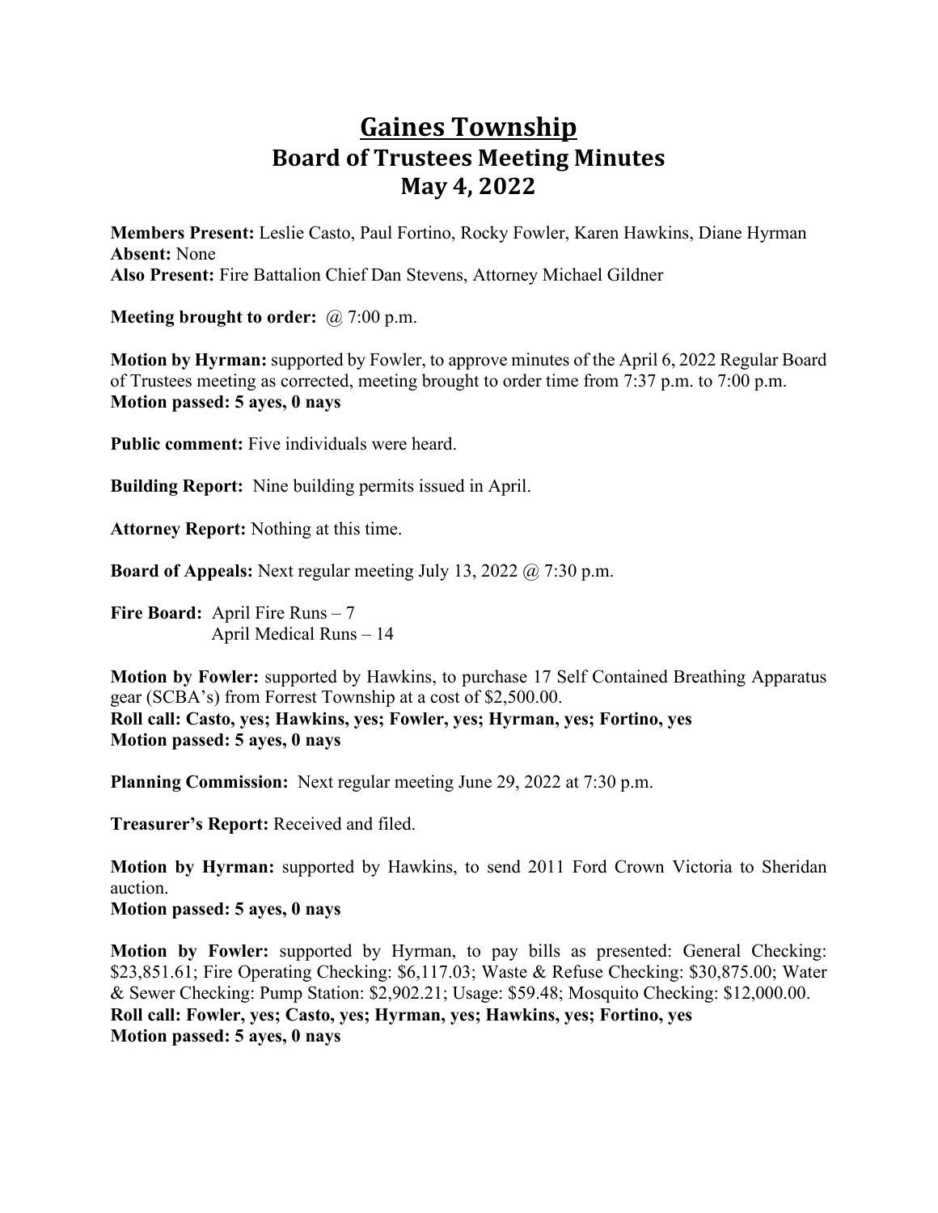# Gaines Township
## Board of Trustees Meeting Minutes
## May 4, 2022

**Members Present:** Leslie Casto, Paul Fortino, Rocky Fowler, Karen Hawkins, Diane Hyrman
**Absent:** None
**Also Present:** Fire Battalion Chief Dan Stevens, Attorney Michael Gildner

**Meeting brought to order:** @ 7:00 p.m.

**Motion by Hyrman:** supported by Fowler, to approve minutes of the April 6, 2022 Regular Board of Trustees meeting as corrected, meeting brought to order time from 7:37 p.m. to 7:00 p.m.
**Motion passed: 5 ayes, 0 nays**

**Public comment:** Five individuals were heard.

**Building Report:** Nine building permits issued in April.

**Attorney Report:** Nothing at this time.

**Board of Appeals:** Next regular meeting July 13, 2022 @ 7:30 p.m.

**Fire Board:** April Fire Runs – 7
April Medical Runs – 14

**Motion by Fowler:** supported by Hawkins, to purchase 17 Self Contained Breathing Apparatus gear (SCBA's) from Forrest Township at a cost of $2,500.00.
**Roll call: Casto, yes; Hawkins, yes; Fowler, yes; Hyrman, yes; Fortino, yes**
**Motion passed: 5 ayes, 0 nays**

**Planning Commission:** Next regular meeting June 29, 2022 at 7:30 p.m.

**Treasurer's Report:** Received and filed.

**Motion by Hyrman:** supported by Hawkins, to send 2011 Ford Crown Victoria to Sheridan auction.
**Motion passed: 5 ayes, 0 nays**

**Motion by Fowler:** supported by Hyrman, to pay bills as presented: General Checking: $23,851.61; Fire Operating Checking: $6,117.03; Waste & Refuse Checking: $30,875.00; Water & Sewer Checking: Pump Station: $2,902.21; Usage: $59.48; Mosquito Checking: $12,000.00.
**Roll call: Fowler, yes; Casto, yes; Hyrman, yes; Hawkins, yes; Fortino, yes**
**Motion passed: 5 ayes, 0 nays**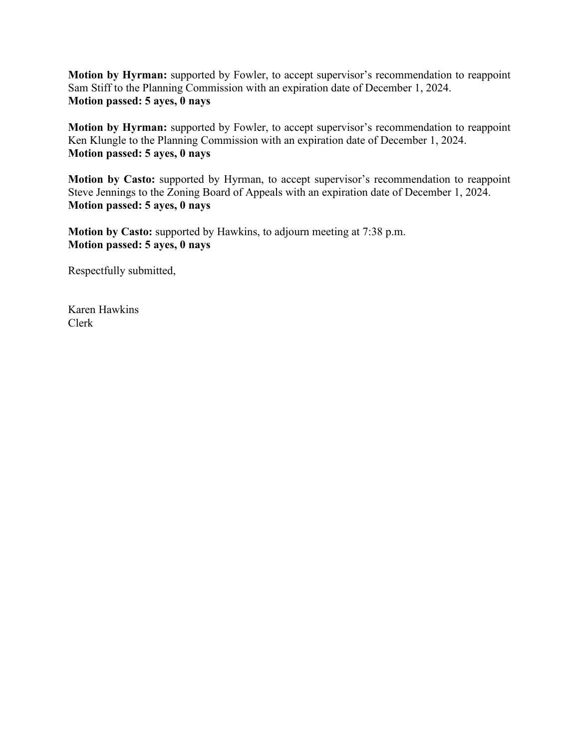**Motion by Hyrman:** supported by Fowler, to accept supervisor's recommendation to reappoint Sam Stiff to the Planning Commission with an expiration date of December 1, 2024.
**Motion passed: 5 ayes, 0 nays**

**Motion by Hyrman:** supported by Fowler, to accept supervisor's recommendation to reappoint Ken Klungle to the Planning Commission with an expiration date of December 1, 2024.
**Motion passed: 5 ayes, 0 nays**

**Motion by Casto:** supported by Hyrman, to accept supervisor's recommendation to reappoint Steve Jennings to the Zoning Board of Appeals with an expiration date of December 1, 2024.
**Motion passed: 5 ayes, 0 nays**

**Motion by Casto:** supported by Hawkins, to adjourn meeting at 7:38 p.m.
**Motion passed: 5 ayes, 0 nays**

Respectfully submitted,

Karen Hawkins
Clerk